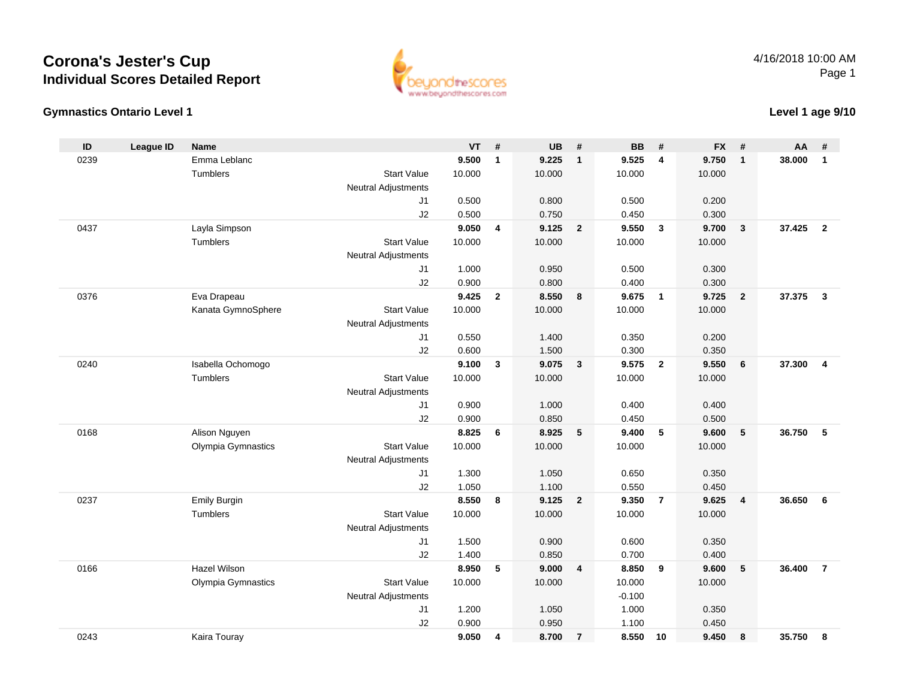# Corona's Jester's Cup
## Individual Scores Detailed Report

4/16/2018 10:00 AM

### Gymnastics Ontario Level 1

### Level 1 age 9/10

| ID | League ID | Name | | VT | # | UB | # | BB | # | FX | # | AA | # |
|---|---|---|---|---|---|---|---|---|---|---|---|---|---|
| 0239 | | Emma Leblanc | | **9.500** | **1** | **9.225** | **1** | **9.525** | **4** | **9.750** | **1** | **38.000** | **1** |
| | | Tumblers | Start Value | 10.000 | | 10.000 | | 10.000 | | 10.000 | | | |
| | | | Neutral Adjustments | | | | | | | | | | |
| | | | J1 | 0.500 | | 0.800 | | 0.500 | | 0.200 | | | |
| | | | J2 | 0.500 | | 0.750 | | 0.450 | | 0.300 | | | |
| 0437 | | Layla Simpson | | **9.050** | **4** | **9.125** | **2** | **9.550** | **3** | **9.700** | **3** | **37.425** | **2** |
| | | Tumblers | Start Value | 10.000 | | 10.000 | | 10.000 | | 10.000 | | | |
| | | | Neutral Adjustments | | | | | | | | | | |
| | | | J1 | 1.000 | | 0.950 | | 0.500 | | 0.300 | | | |
| | | | J2 | 0.900 | | 0.800 | | 0.400 | | 0.300 | | | |
| 0376 | | Eva Drapeau | | **9.425** | **2** | **8.550** | **8** | **9.675** | **1** | **9.725** | **2** | **37.375** | **3** |
| | | Kanata GymnoSphere | Start Value | 10.000 | | 10.000 | | 10.000 | | 10.000 | | | |
| | | | Neutral Adjustments | | | | | | | | | | |
| | | | J1 | 0.550 | | 1.400 | | 0.350 | | 0.200 | | | |
| | | | J2 | 0.600 | | 1.500 | | 0.300 | | 0.350 | | | |
| 0240 | | Isabella Ochomogo | | **9.100** | **3** | **9.075** | **3** | **9.575** | **2** | **9.550** | **6** | **37.300** | **4** |
| | | Tumblers | Start Value | 10.000 | | 10.000 | | 10.000 | | 10.000 | | | |
| | | | Neutral Adjustments | | | | | | | | | | |
| | | | J1 | 0.900 | | 1.000 | | 0.400 | | 0.400 | | | |
| | | | J2 | 0.900 | | 0.850 | | 0.450 | | 0.500 | | | |
| 0168 | | Alison Nguyen | | **8.825** | **6** | **8.925** | **5** | **9.400** | **5** | **9.600** | **5** | **36.750** | **5** |
| | | Olympia Gymnastics | Start Value | 10.000 | | 10.000 | | 10.000 | | 10.000 | | | |
| | | | Neutral Adjustments | | | | | | | | | | |
| | | | J1 | 1.300 | | 1.050 | | 0.650 | | 0.350 | | | |
| | | | J2 | 1.050 | | 1.100 | | 0.550 | | 0.450 | | | |
| 0237 | | Emily Burgin | | **8.550** | **8** | **9.125** | **2** | **9.350** | **7** | **9.625** | **4** | **36.650** | **6** |
| | | Tumblers | Start Value | 10.000 | | 10.000 | | 10.000 | | 10.000 | | | |
| | | | Neutral Adjustments | | | | | | | | | | |
| | | | J1 | 1.500 | | 0.900 | | 0.600 | | 0.350 | | | |
| | | | J2 | 1.400 | | 0.850 | | 0.700 | | 0.400 | | | |
| 0166 | | Hazel Wilson | | **8.950** | **5** | **9.000** | **4** | **8.850** | **9** | **9.600** | **5** | **36.400** | **7** |
| | | Olympia Gymnastics | Start Value | 10.000 | | 10.000 | | 10.000 | | 10.000 | | | |
| | | | Neutral Adjustments | | | | | -0.100 | | | | | |
| | | | J1 | 1.200 | | 1.050 | | 1.000 | | 0.350 | | | |
| | | | J2 | 0.900 | | 0.950 | | 1.100 | | 0.450 | | | |
| 0243 | | Kaira Touray | | **9.050** | **4** | **8.700** | **7** | **8.550** | **10** | **9.450** | **8** | **35.750** | **8** |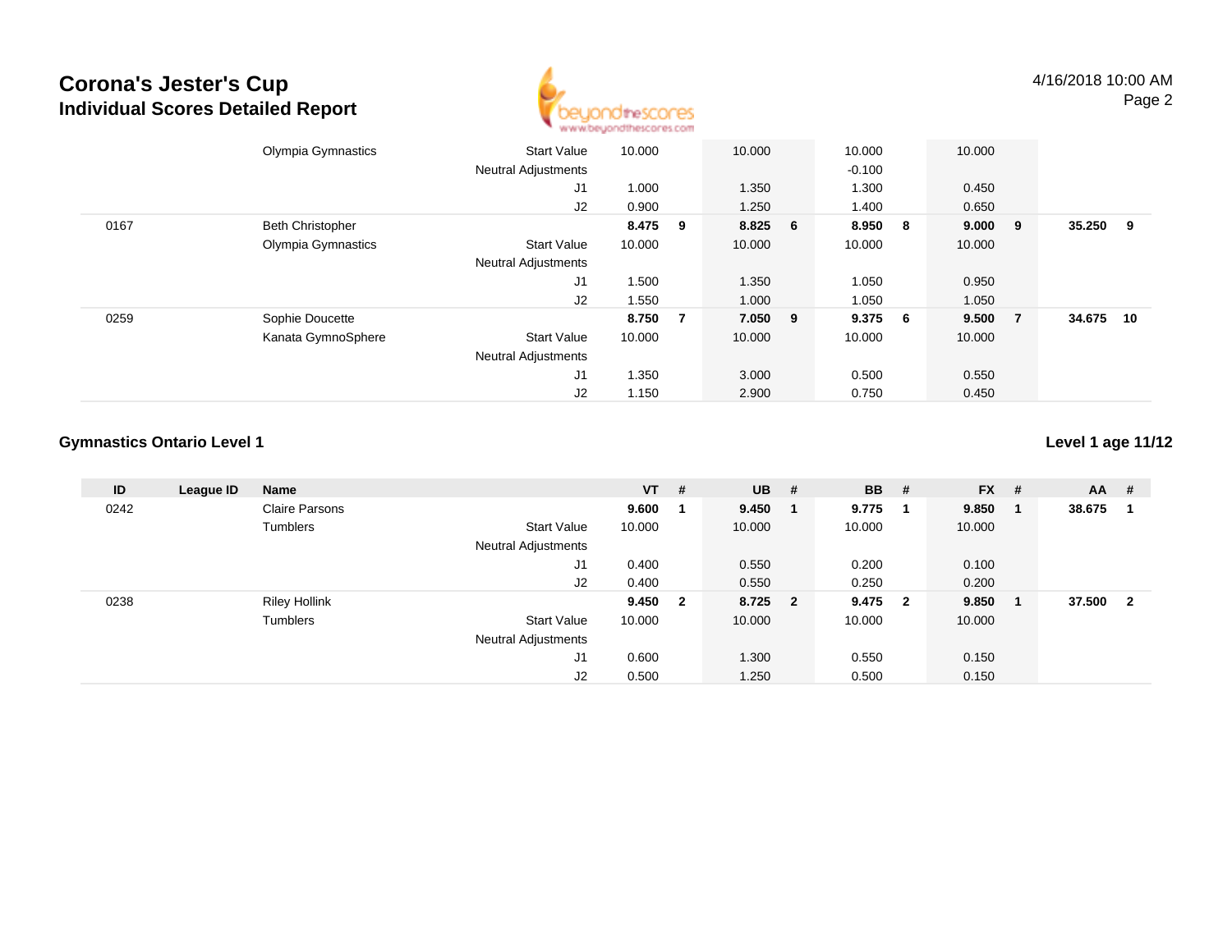# Corona's Jester's Cup
## Individual Scores Detailed Report

4/16/2018 10:00 AM

| ID | League ID | Name | | VT | # | UB | # | BB | # | FX | # | AA | # |
|---|---|---|---|---|---|---|---|---|---|---|---|---|---|
| | | Olympia Gymnastics | Start Value | 10.000 | | 10.000 | | 10.000 | | 10.000 | | | |
| | | | Neutral Adjustments | | | | | -0.100 | | | | | |
| | | | J1 | 1.000 | | 1.350 | | 1.300 | | 0.450 | | | |
| | | | J2 | 0.900 | | 1.250 | | 1.400 | | 0.650 | | | |
| 0167 | | Beth Christopher | | **8.475** | **9** | **8.825** | **6** | **8.950** | **8** | **9.000** | **9** | **35.250** | **9** |
| | | Olympia Gymnastics | Start Value | 10.000 | | 10.000 | | 10.000 | | 10.000 | | | |
| | | | Neutral Adjustments | | | | | | | | | | |
| | | | J1 | 1.500 | | 1.350 | | 1.050 | | 0.950 | | | |
| | | | J2 | 1.550 | | 1.000 | | 1.050 | | 1.050 | | | |
| 0259 | | Sophie Doucette | | **8.750** | **7** | **7.050** | **9** | **9.375** | **6** | **9.500** | **7** | **34.675** | **10** |
| | | Kanata GymnoSphere | Start Value | 10.000 | | 10.000 | | 10.000 | | 10.000 | | | |
| | | | Neutral Adjustments | | | | | | | | | | |
| | | | J1 | 1.350 | | 3.000 | | 0.500 | | 0.550 | | | |
| | | | J2 | 1.150 | | 2.900 | | 0.750 | | 0.450 | | | |

### Gymnastics Ontario Level 1

**Level 1 age 11/12**

| ID | League ID | Name | | VT | # | UB | # | BB | # | FX | # | AA | # |
|---|---|---|---|---|---|---|---|---|---|---|---|---|---|
| 0242 | | Claire Parsons | | **9.600** | **1** | **9.450** | **1** | **9.775** | **1** | **9.850** | **1** | **38.675** | **1** |
| | | Tumblers | Start Value | 10.000 | | 10.000 | | 10.000 | | 10.000 | | | |
| | | | Neutral Adjustments | | | | | | | | | | |
| | | | J1 | 0.400 | | 0.550 | | 0.200 | | 0.100 | | | |
| | | | J2 | 0.400 | | 0.550 | | 0.250 | | 0.200 | | | |
| 0238 | | Riley Hollink | | **9.450** | **2** | **8.725** | **2** | **9.475** | **2** | **9.850** | **1** | **37.500** | **2** |
| | | Tumblers | Start Value | 10.000 | | 10.000 | | 10.000 | | 10.000 | | | |
| | | | Neutral Adjustments | | | | | | | | | | |
| | | | J1 | 0.600 | | 1.300 | | 0.550 | | 0.150 | | | |
| | | | J2 | 0.500 | | 1.250 | | 0.500 | | 0.150 | | | |